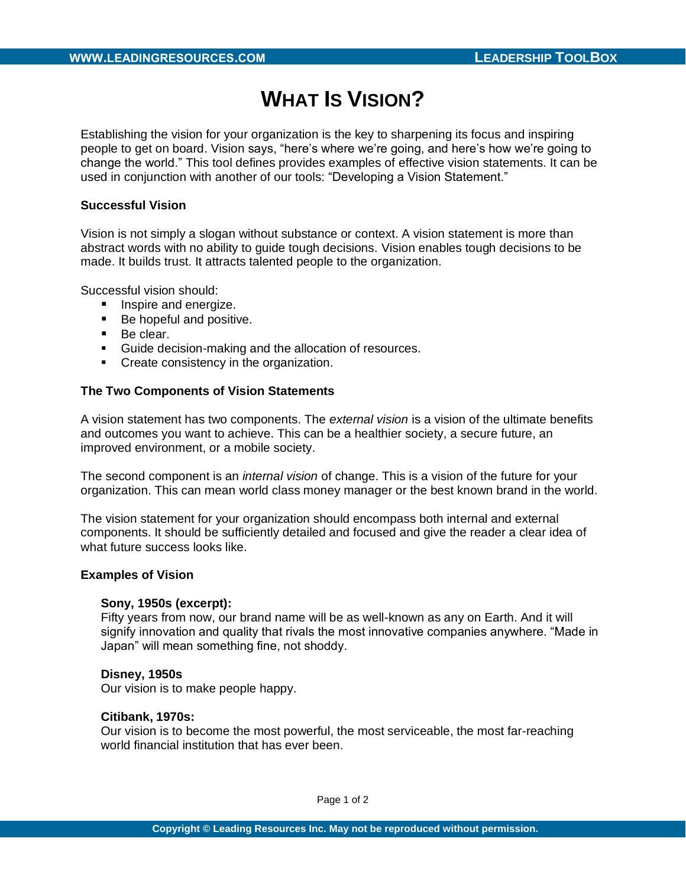# What Is Vision?

Establishing the vision for your organization is the key to sharpening its focus and inspiring people to get on board. Vision says, "here's where we're going, and here's how we're going to change the world." This tool defines provides examples of effective vision statements. It can be used in conjunction with another of our tools: "Developing a Vision Statement."

### Successful Vision

Vision is not simply a slogan without substance or context. A vision statement is more than abstract words with no ability to guide tough decisions. Vision enables tough decisions to be made. It builds trust. It attracts talented people to the organization.

Successful vision should:

- Inspire and energize.
- Be hopeful and positive.
- Be clear.
- Guide decision-making and the allocation of resources.
- Create consistency in the organization.

### The Two Components of Vision Statements

A vision statement has two components. The *external vision* is a vision of the ultimate benefits and outcomes you want to achieve. This can be a healthier society, a secure future, an improved environment, or a mobile society.

The second component is an *internal vision* of change. This is a vision of the future for your organization. This can mean world class money manager or the best known brand in the world.

The vision statement for your organization should encompass both internal and external components. It should be sufficiently detailed and focused and give the reader a clear idea of what future success looks like.

### Examples of Vision

**Sony, 1950s (excerpt):**
Fifty years from now, our brand name will be as well-known as any on Earth. And it will signify innovation and quality that rivals the most innovative companies anywhere. "Made in Japan" will mean something fine, not shoddy.

**Disney, 1950s**
Our vision is to make people happy.

**Citibank, 1970s:**
Our vision is to become the most powerful, the most serviceable, the most far-reaching world financial institution that has ever been.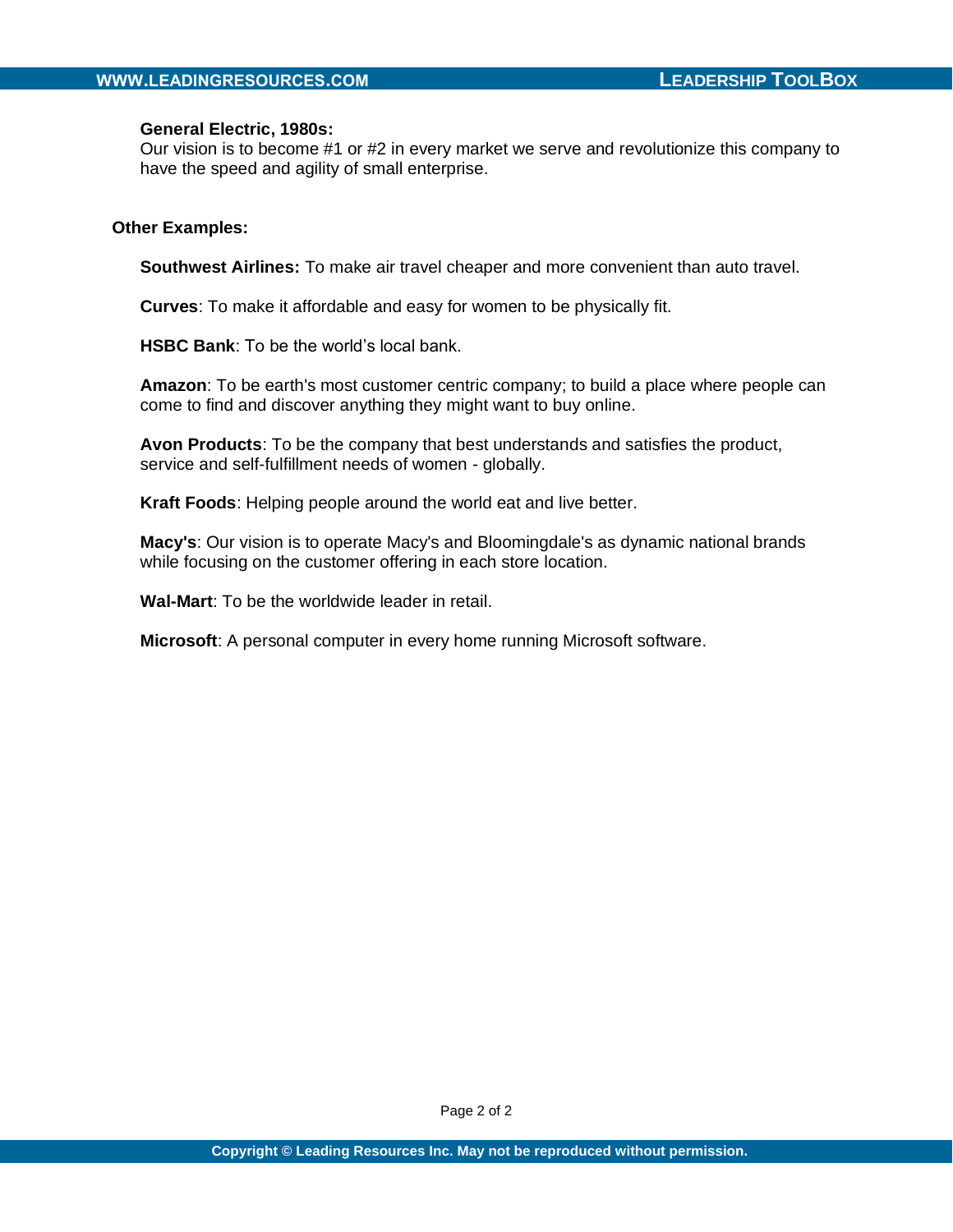**General Electric, 1980s:**
Our vision is to become #1 or #2 in every market we serve and revolutionize this company to have the speed and agility of small enterprise.

**Other Examples:**

**Southwest Airlines:** To make air travel cheaper and more convenient than auto travel.

**Curves**: To make it affordable and easy for women to be physically fit.

**HSBC Bank**: To be the world's local bank.

**Amazon**: To be earth's most customer centric company; to build a place where people can come to find and discover anything they might want to buy online.

**Avon Products**: To be the company that best understands and satisfies the product, service and self-fulfillment needs of women - globally.

**Kraft Foods**: Helping people around the world eat and live better.

**Macy's**: Our vision is to operate Macy's and Bloomingdale's as dynamic national brands while focusing on the customer offering in each store location.

**Wal-Mart**: To be the worldwide leader in retail.

**Microsoft**: A personal computer in every home running Microsoft software.